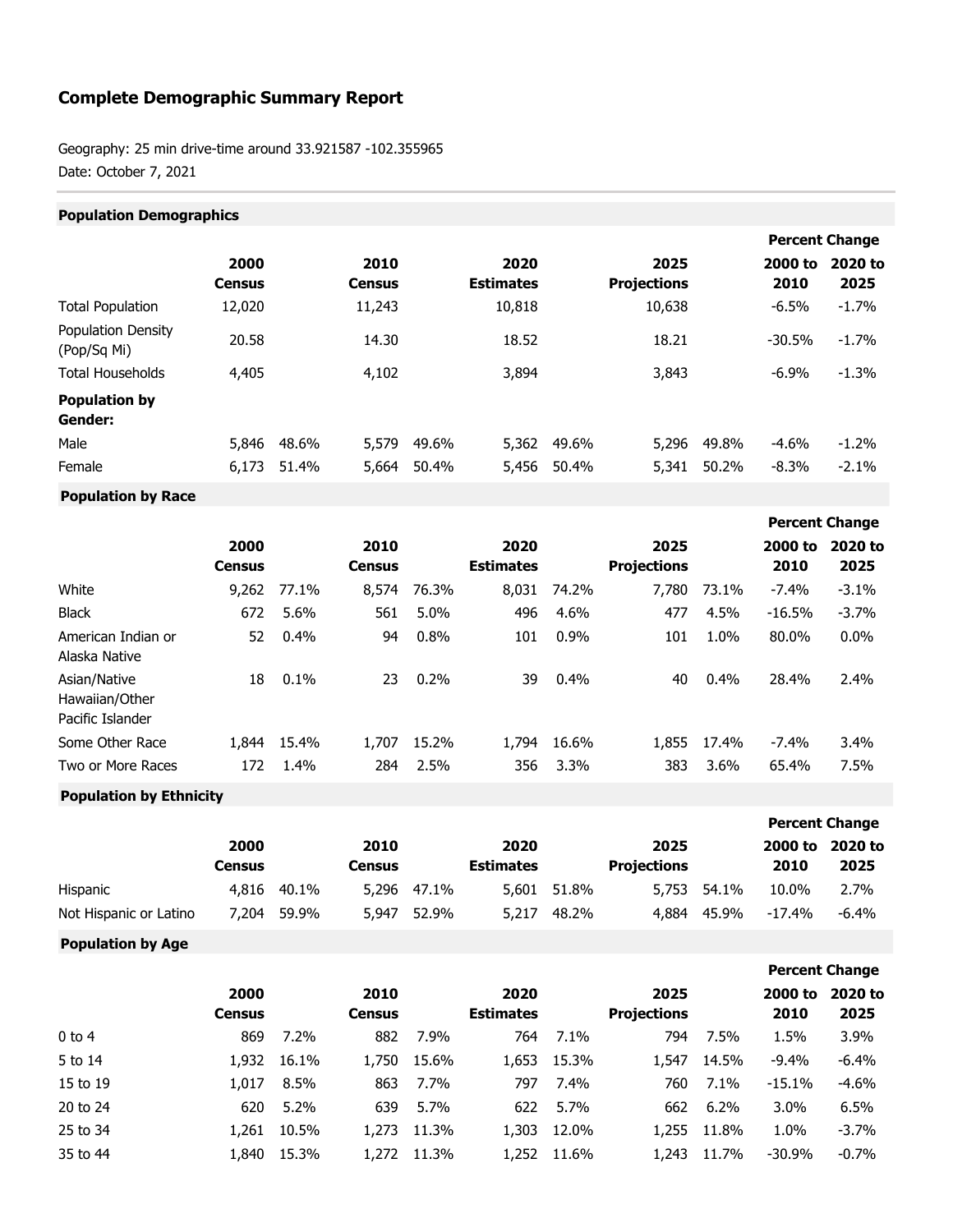# Complete Demographic Summary Report

Geography: 25 min drive-time around 33.921587 -102.355965

Date: October 7, 2021

## Population Demographics

| | 2000 Census | | 2010 Census | | 2020 Estimates | | 2025 Projections | | Percent Change 2000 to 2010 | Percent Change 2020 to 2025 |
|---|---|---|---|---|---|---|---|---|---|---|
| Total Population | 12,020 | | 11,243 | | 10,818 | | 10,638 | | -6.5% | -1.7% |
| Population Density (Pop/Sq Mi) | 20.58 | | 14.30 | | 18.52 | | 18.21 | | -30.5% | -1.7% |
| Total Households | 4,405 | | 4,102 | | 3,894 | | 3,843 | | -6.9% | -1.3% |
| **Population by Gender:** | | | | | | | | | | |
| Male | 5,846 | 48.6% | 5,579 | 49.6% | 5,362 | 49.6% | 5,296 | 49.8% | -4.6% | -1.2% |
| Female | 6,173 | 51.4% | 5,664 | 50.4% | 5,456 | 50.4% | 5,341 | 50.2% | -8.3% | -2.1% |

## Population by Race

| | 2000 Census | | 2010 Census | | 2020 Estimates | | 2025 Projections | | Percent Change 2000 to 2010 | Percent Change 2020 to 2025 |
|---|---|---|---|---|---|---|---|---|---|---|
| White | 9,262 | 77.1% | 8,574 | 76.3% | 8,031 | 74.2% | 7,780 | 73.1% | -7.4% | -3.1% |
| Black | 672 | 5.6% | 561 | 5.0% | 496 | 4.6% | 477 | 4.5% | -16.5% | -3.7% |
| American Indian or Alaska Native | 52 | 0.4% | 94 | 0.8% | 101 | 0.9% | 101 | 1.0% | 80.0% | 0.0% |
| Asian/Native Hawaiian/Other Pacific Islander | 18 | 0.1% | 23 | 0.2% | 39 | 0.4% | 40 | 0.4% | 28.4% | 2.4% |
| Some Other Race | 1,844 | 15.4% | 1,707 | 15.2% | 1,794 | 16.6% | 1,855 | 17.4% | -7.4% | 3.4% |
| Two or More Races | 172 | 1.4% | 284 | 2.5% | 356 | 3.3% | 383 | 3.6% | 65.4% | 7.5% |

## Population by Ethnicity

| | 2000 Census | | 2010 Census | | 2020 Estimates | | 2025 Projections | | Percent Change 2000 to 2010 | Percent Change 2020 to 2025 |
|---|---|---|---|---|---|---|---|---|---|---|
| Hispanic | 4,816 | 40.1% | 5,296 | 47.1% | 5,601 | 51.8% | 5,753 | 54.1% | 10.0% | 2.7% |
| Not Hispanic or Latino | 7,204 | 59.9% | 5,947 | 52.9% | 5,217 | 48.2% | 4,884 | 45.9% | -17.4% | -6.4% |

## Population by Age

| | 2000 Census | | 2010 Census | | 2020 Estimates | | 2025 Projections | | Percent Change 2000 to 2010 | Percent Change 2020 to 2025 |
|---|---|---|---|---|---|---|---|---|---|---|
| 0 to 4 | 869 | 7.2% | 882 | 7.9% | 764 | 7.1% | 794 | 7.5% | 1.5% | 3.9% |
| 5 to 14 | 1,932 | 16.1% | 1,750 | 15.6% | 1,653 | 15.3% | 1,547 | 14.5% | -9.4% | -6.4% |
| 15 to 19 | 1,017 | 8.5% | 863 | 7.7% | 797 | 7.4% | 760 | 7.1% | -15.1% | -4.6% |
| 20 to 24 | 620 | 5.2% | 639 | 5.7% | 622 | 5.7% | 662 | 6.2% | 3.0% | 6.5% |
| 25 to 34 | 1,261 | 10.5% | 1,273 | 11.3% | 1,303 | 12.0% | 1,255 | 11.8% | 1.0% | -3.7% |
| 35 to 44 | 1,840 | 15.3% | 1,272 | 11.3% | 1,252 | 11.6% | 1,243 | 11.7% | -30.9% | -0.7% |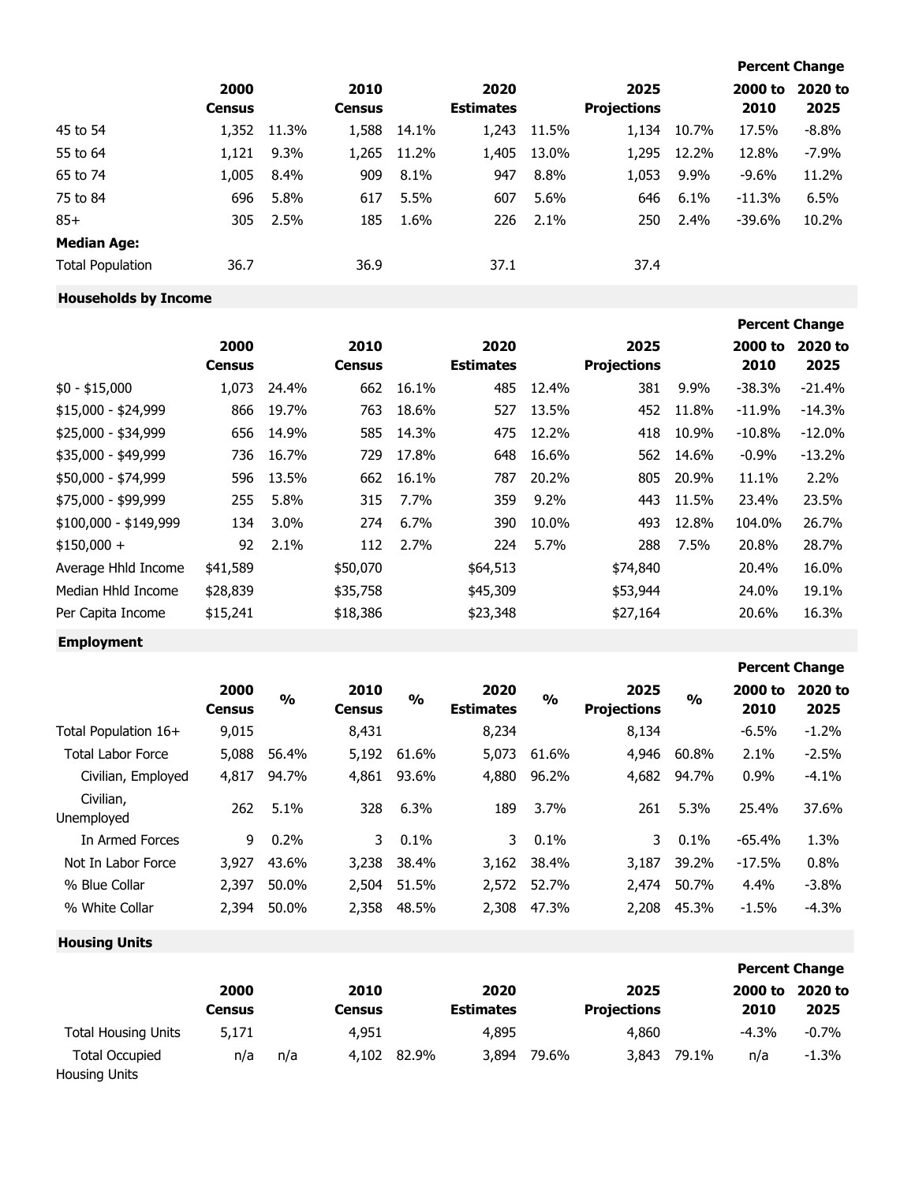| | 2000 Census | | 2010 Census | | 2020 Estimates | | 2025 Projections | | Percent Change 2000 to 2010 | Percent Change 2020 to 2025 |
|---|---|---|---|---|---|---|---|---|---|---|
| 45 to 54 | 1,352 | 11.3% | 1,588 | 14.1% | 1,243 | 11.5% | 1,134 | 10.7% | 17.5% | -8.8% |
| 55 to 64 | 1,121 | 9.3% | 1,265 | 11.2% | 1,405 | 13.0% | 1,295 | 12.2% | 12.8% | -7.9% |
| 65 to 74 | 1,005 | 8.4% | 909 | 8.1% | 947 | 8.8% | 1,053 | 9.9% | -9.6% | 11.2% |
| 75 to 84 | 696 | 5.8% | 617 | 5.5% | 607 | 5.6% | 646 | 6.1% | -11.3% | 6.5% |
| 85+ | 305 | 2.5% | 185 | 1.6% | 226 | 2.1% | 250 | 2.4% | -39.6% | 10.2% |
| **Median Age:** | | | | | | | | | | |
| Total Population | 36.7 | | 36.9 | | 37.1 | | 37.4 | | | |

## Households by Income

| | 2000 Census | | 2010 Census | | 2020 Estimates | | 2025 Projections | | Percent Change 2000 to 2010 | Percent Change 2020 to 2025 |
|---|---|---|---|---|---|---|---|---|---|---|
| $0 - $15,000 | 1,073 | 24.4% | 662 | 16.1% | 485 | 12.4% | 381 | 9.9% | -38.3% | -21.4% |
| $15,000 - $24,999 | 866 | 19.7% | 763 | 18.6% | 527 | 13.5% | 452 | 11.8% | -11.9% | -14.3% |
| $25,000 - $34,999 | 656 | 14.9% | 585 | 14.3% | 475 | 12.2% | 418 | 10.9% | -10.8% | -12.0% |
| $35,000 - $49,999 | 736 | 16.7% | 729 | 17.8% | 648 | 16.6% | 562 | 14.6% | -0.9% | -13.2% |
| $50,000 - $74,999 | 596 | 13.5% | 662 | 16.1% | 787 | 20.2% | 805 | 20.9% | 11.1% | 2.2% |
| $75,000 - $99,999 | 255 | 5.8% | 315 | 7.7% | 359 | 9.2% | 443 | 11.5% | 23.4% | 23.5% |
| $100,000 - $149,999 | 134 | 3.0% | 274 | 6.7% | 390 | 10.0% | 493 | 12.8% | 104.0% | 26.7% |
| $150,000 + | 92 | 2.1% | 112 | 2.7% | 224 | 5.7% | 288 | 7.5% | 20.8% | 28.7% |
| Average Hhld Income | $41,589 | | $50,070 | | $64,513 | | $74,840 | | 20.4% | 16.0% |
| Median Hhld Income | $28,839 | | $35,758 | | $45,309 | | $53,944 | | 24.0% | 19.1% |
| Per Capita Income | $15,241 | | $18,386 | | $23,348 | | $27,164 | | 20.6% | 16.3% |

## Employment

| | 2000 Census | % | 2010 Census | % | 2020 Estimates | % | 2025 Projections | % | Percent Change 2000 to 2010 | Percent Change 2020 to 2025 |
|---|---|---|---|---|---|---|---|---|---|---|
| Total Population 16+ | 9,015 | | 8,431 | | 8,234 | | 8,134 | | -6.5% | -1.2% |
| Total Labor Force | 5,088 | 56.4% | 5,192 | 61.6% | 5,073 | 61.6% | 4,946 | 60.8% | 2.1% | -2.5% |
| Civilian, Employed | 4,817 | 94.7% | 4,861 | 93.6% | 4,880 | 96.2% | 4,682 | 94.7% | 0.9% | -4.1% |
| Civilian, Unemployed | 262 | 5.1% | 328 | 6.3% | 189 | 3.7% | 261 | 5.3% | 25.4% | 37.6% |
| In Armed Forces | 9 | 0.2% | 3 | 0.1% | 3 | 0.1% | 3 | 0.1% | -65.4% | 1.3% |
| Not In Labor Force | 3,927 | 43.6% | 3,238 | 38.4% | 3,162 | 38.4% | 3,187 | 39.2% | -17.5% | 0.8% |
| % Blue Collar | 2,397 | 50.0% | 2,504 | 51.5% | 2,572 | 52.7% | 2,474 | 50.7% | 4.4% | -3.8% |
| % White Collar | 2,394 | 50.0% | 2,358 | 48.5% | 2,308 | 47.3% | 2,208 | 45.3% | -1.5% | -4.3% |

## Housing Units

| | 2000 Census | | 2010 Census | | 2020 Estimates | | 2025 Projections | | Percent Change 2000 to 2010 | Percent Change 2020 to 2025 |
|---|---|---|---|---|---|---|---|---|---|---|
| Total Housing Units | 5,171 | | 4,951 | | 4,895 | | 4,860 | | -4.3% | -0.7% |
| Total Occupied Housing Units | n/a | n/a | 4,102 | 82.9% | 3,894 | 79.6% | 3,843 | 79.1% | n/a | -1.3% |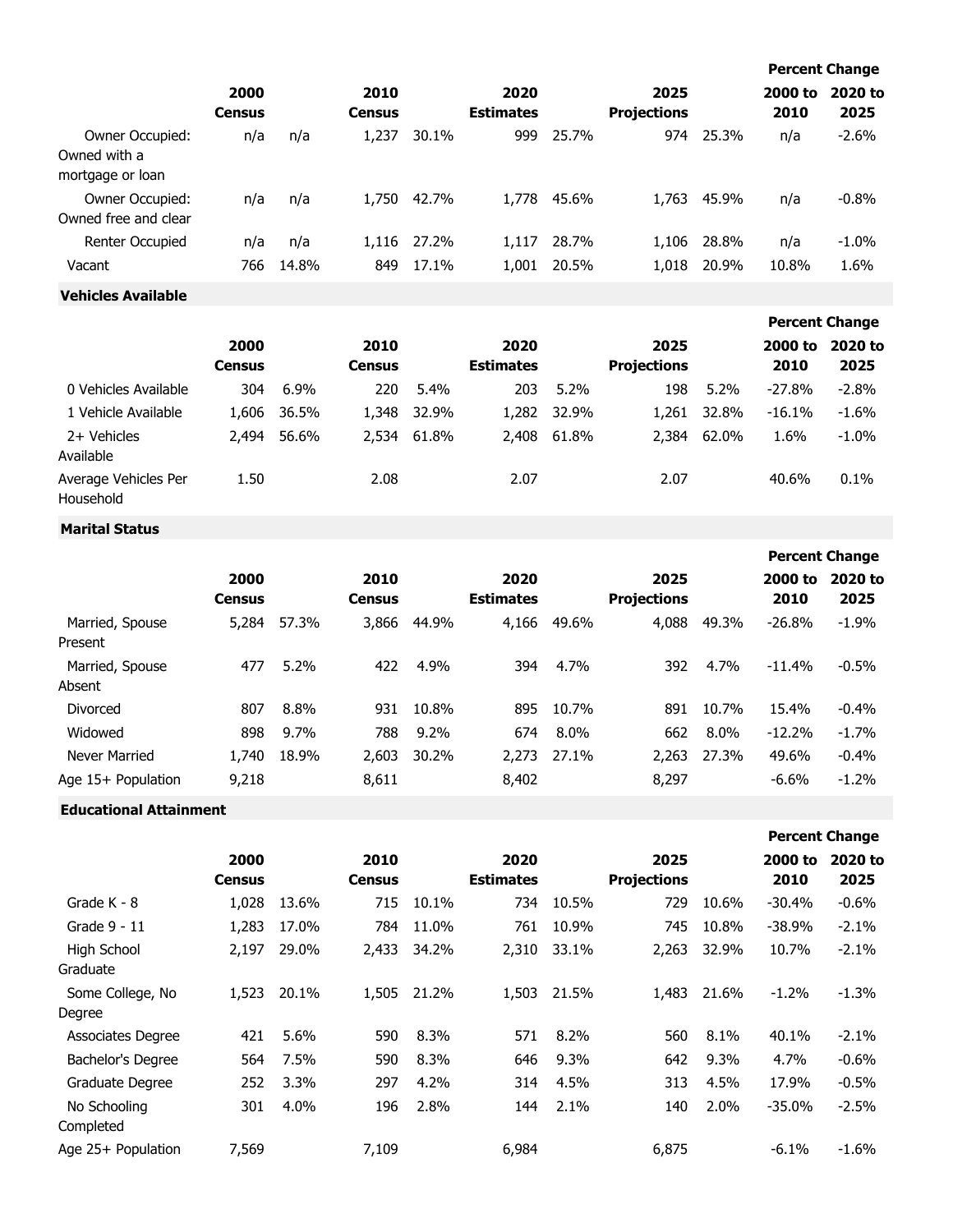| | 2000 Census | | 2010 Census | | 2020 Estimates | | 2025 Projections | | Percent Change 2000 to 2010 | Percent Change 2020 to 2025 |
|---|---|---|---|---|---|---|---|---|---|---|
| Owner Occupied: Owned with a mortgage or loan | n/a | n/a | 1,237 | 30.1% | 999 | 25.7% | 974 | 25.3% | n/a | -2.6% |
| Owner Occupied: Owned free and clear | n/a | n/a | 1,750 | 42.7% | 1,778 | 45.6% | 1,763 | 45.9% | n/a | -0.8% |
| Renter Occupied | n/a | n/a | 1,116 | 27.2% | 1,117 | 28.7% | 1,106 | 28.8% | n/a | -1.0% |
| Vacant | 766 | 14.8% | 849 | 17.1% | 1,001 | 20.5% | 1,018 | 20.9% | 10.8% | 1.6% |

**Vehicles Available**

| | 2000 Census | | 2010 Census | | 2020 Estimates | | 2025 Projections | | Percent Change 2000 to 2010 | Percent Change 2020 to 2025 |
|---|---|---|---|---|---|---|---|---|---|---|
| 0 Vehicles Available | 304 | 6.9% | 220 | 5.4% | 203 | 5.2% | 198 | 5.2% | -27.8% | -2.8% |
| 1 Vehicle Available | 1,606 | 36.5% | 1,348 | 32.9% | 1,282 | 32.9% | 1,261 | 32.8% | -16.1% | -1.6% |
| 2+ Vehicles Available | 2,494 | 56.6% | 2,534 | 61.8% | 2,408 | 61.8% | 2,384 | 62.0% | 1.6% | -1.0% |
| Average Vehicles Per Household | 1.50 | | 2.08 | | 2.07 | | 2.07 | | 40.6% | 0.1% |

**Marital Status**

| | 2000 Census | | 2010 Census | | 2020 Estimates | | 2025 Projections | | Percent Change 2000 to 2010 | Percent Change 2020 to 2025 |
|---|---|---|---|---|---|---|---|---|---|---|
| Married, Spouse Present | 5,284 | 57.3% | 3,866 | 44.9% | 4,166 | 49.6% | 4,088 | 49.3% | -26.8% | -1.9% |
| Married, Spouse Absent | 477 | 5.2% | 422 | 4.9% | 394 | 4.7% | 392 | 4.7% | -11.4% | -0.5% |
| Divorced | 807 | 8.8% | 931 | 10.8% | 895 | 10.7% | 891 | 10.7% | 15.4% | -0.4% |
| Widowed | 898 | 9.7% | 788 | 9.2% | 674 | 8.0% | 662 | 8.0% | -12.2% | -1.7% |
| Never Married | 1,740 | 18.9% | 2,603 | 30.2% | 2,273 | 27.1% | 2,263 | 27.3% | 49.6% | -0.4% |
| Age 15+ Population | 9,218 | | 8,611 | | 8,402 | | 8,297 | | -6.6% | -1.2% |

**Educational Attainment**

| | 2000 Census | | 2010 Census | | 2020 Estimates | | 2025 Projections | | Percent Change 2000 to 2010 | Percent Change 2020 to 2025 |
|---|---|---|---|---|---|---|---|---|---|---|
| Grade K - 8 | 1,028 | 13.6% | 715 | 10.1% | 734 | 10.5% | 729 | 10.6% | -30.4% | -0.6% |
| Grade 9 - 11 | 1,283 | 17.0% | 784 | 11.0% | 761 | 10.9% | 745 | 10.8% | -38.9% | -2.1% |
| High School Graduate | 2,197 | 29.0% | 2,433 | 34.2% | 2,310 | 33.1% | 2,263 | 32.9% | 10.7% | -2.1% |
| Some College, No Degree | 1,523 | 20.1% | 1,505 | 21.2% | 1,503 | 21.5% | 1,483 | 21.6% | -1.2% | -1.3% |
| Associates Degree | 421 | 5.6% | 590 | 8.3% | 571 | 8.2% | 560 | 8.1% | 40.1% | -2.1% |
| Bachelor's Degree | 564 | 7.5% | 590 | 8.3% | 646 | 9.3% | 642 | 9.3% | 4.7% | -0.6% |
| Graduate Degree | 252 | 3.3% | 297 | 4.2% | 314 | 4.5% | 313 | 4.5% | 17.9% | -0.5% |
| No Schooling Completed | 301 | 4.0% | 196 | 2.8% | 144 | 2.1% | 140 | 2.0% | -35.0% | -2.5% |
| Age 25+ Population | 7,569 | | 7,109 | | 6,984 | | 6,875 | | -6.1% | -1.6% |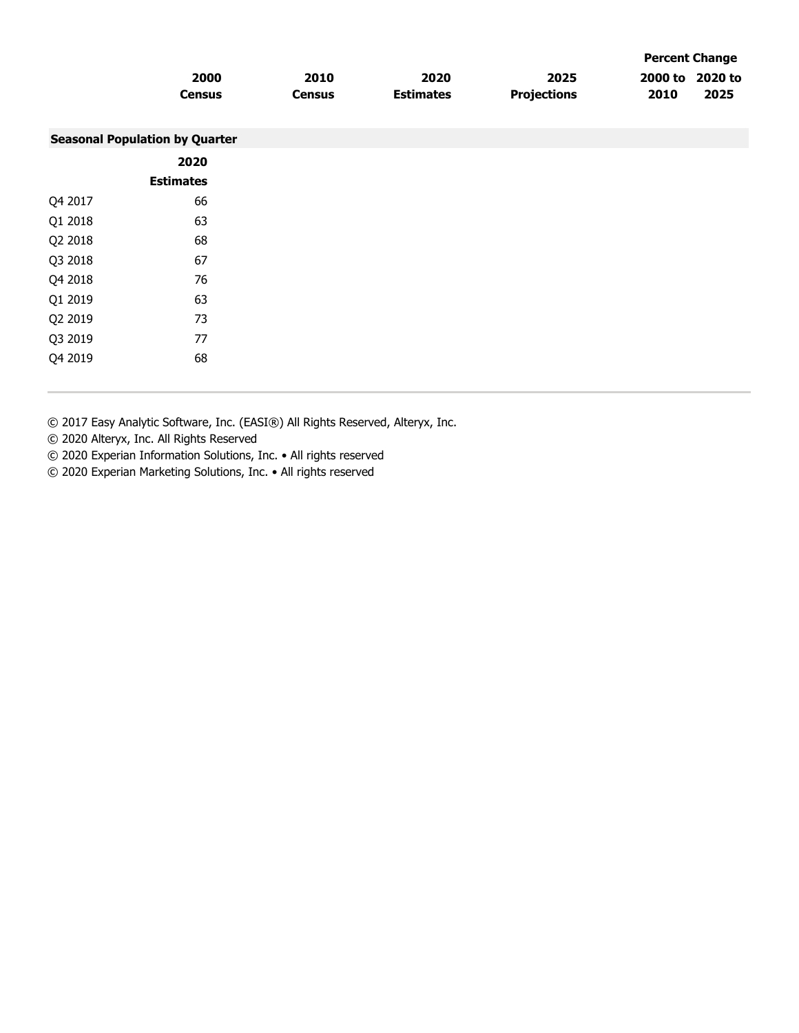| | 2000 Census | 2010 Census | 2020 Estimates | 2025 Projections | Percent Change 2000 to 2010 | Percent Change 2020 to 2025 |
|---|---|---|---|---|---|---|

**Seasonal Population by Quarter**

| | 2020 Estimates |
|---|---|
| Q4 2017 | 66 |
| Q1 2018 | 63 |
| Q2 2018 | 68 |
| Q3 2018 | 67 |
| Q4 2018 | 76 |
| Q1 2019 | 63 |
| Q2 2019 | 73 |
| Q3 2019 | 77 |
| Q4 2019 | 68 |

© 2017 Easy Analytic Software, Inc. (EASI®) All Rights Reserved, Alteryx, Inc.
© 2020 Alteryx, Inc. All Rights Reserved
© 2020 Experian Information Solutions, Inc. • All rights reserved
© 2020 Experian Marketing Solutions, Inc. • All rights reserved